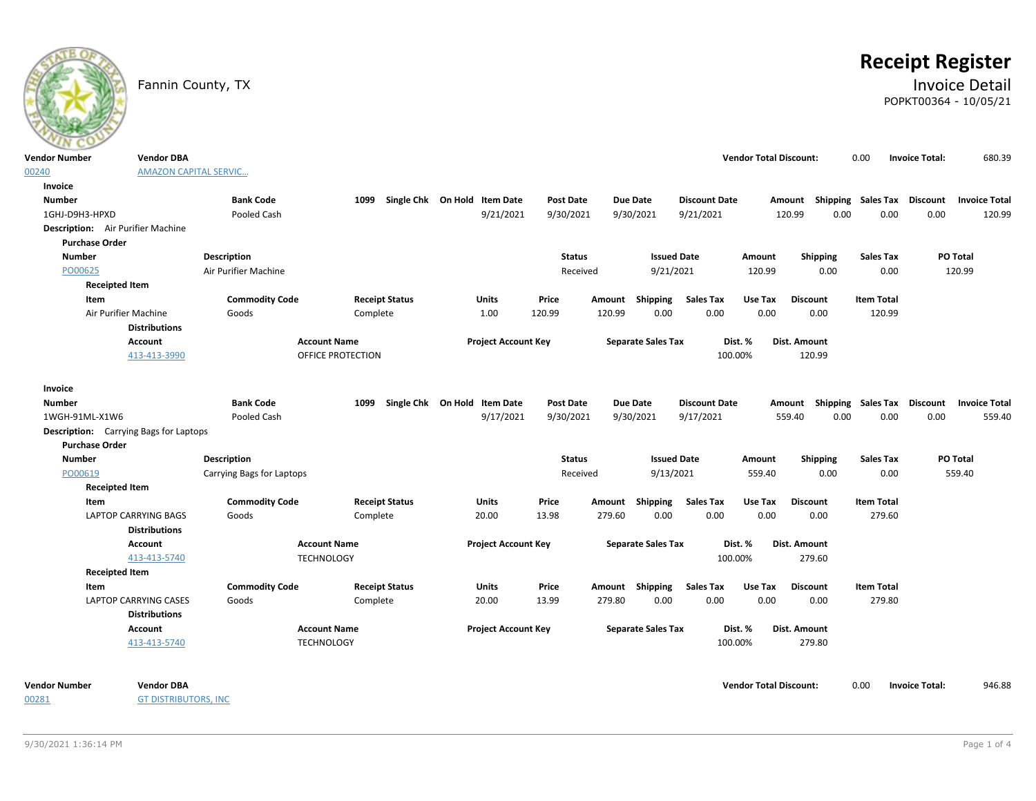Fannin County, TX

# Receipt Register

## Invoice Detail

POPKT00364 - 10/05/21

| Vendor Number | Vendor DBA | Vendor Total Discount: | Invoice Total: |
|---|---|---|---|
| 00240 | AMAZON CAPITAL SERVIC... | 0.00 | 680.39 |

**Invoice**

| Number | Bank Code | 1099 | Single Chk | On Hold | Item Date | Post Date | Due Date | Discount Date | Amount | Shipping | Sales Tax | Discount | Invoice Total |
|---|---|---|---|---|---|---|---|---|---|---|---|---|---|
| 1GHJ-D9H3-HPXD | Pooled Cash | | | | 9/21/2021 | 9/30/2021 | 9/30/2021 | 9/21/2021 | 120.99 | 0.00 | 0.00 | 0.00 | 120.99 |

**Description:** Air Purifier Machine

**Purchase Order**

| Number | Description | Status | Issued Date | Amount | Shipping | Sales Tax | PO Total |
|---|---|---|---|---|---|---|---|
| PO00625 | Air Purifier Machine | Received | 9/21/2021 | 120.99 | 0.00 | 0.00 | 120.99 |

**Receipted Item**

| Item | Commodity Code | Receipt Status | Units | Price | Amount | Shipping | Sales Tax | Use Tax | Discount | Item Total |
|---|---|---|---|---|---|---|---|---|---|---|
| Air Purifier Machine | Goods | Complete | 1.00 | 120.99 | 120.99 | 0.00 | 0.00 | 0.00 | 0.00 | 120.99 |

**Distributions**

| Account | Account Name | Project Account Key | Separate Sales Tax | Dist. % | Dist. Amount |
|---|---|---|---|---|---|
| 413-413-3990 | OFFICE PROTECTION | | | 100.00% | 120.99 |

**Invoice**

| Number | Bank Code | 1099 | Single Chk | On Hold | Item Date | Post Date | Due Date | Discount Date | Amount | Shipping | Sales Tax | Discount | Invoice Total |
|---|---|---|---|---|---|---|---|---|---|---|---|---|---|
| 1WGH-91ML-X1W6 | Pooled Cash | | | | 9/17/2021 | 9/30/2021 | 9/30/2021 | 9/17/2021 | 559.40 | 0.00 | 0.00 | 0.00 | 559.40 |

**Description:** Carrying Bags for Laptops

**Purchase Order**

| Number | Description | Status | Issued Date | Amount | Shipping | Sales Tax | PO Total |
|---|---|---|---|---|---|---|---|
| PO00619 | Carrying Bags for Laptops | Received | 9/13/2021 | 559.40 | 0.00 | 0.00 | 559.40 |

**Receipted Item**

| Item | Commodity Code | Receipt Status | Units | Price | Amount | Shipping | Sales Tax | Use Tax | Discount | Item Total |
|---|---|---|---|---|---|---|---|---|---|---|
| LAPTOP CARRYING BAGS | Goods | Complete | 20.00 | 13.98 | 279.60 | 0.00 | 0.00 | 0.00 | 0.00 | 279.60 |

**Distributions**

| Account | Account Name | Project Account Key | Separate Sales Tax | Dist. % | Dist. Amount |
|---|---|---|---|---|---|
| 413-413-5740 | TECHNOLOGY | | | 100.00% | 279.60 |

**Receipted Item**

| Item | Commodity Code | Receipt Status | Units | Price | Amount | Shipping | Sales Tax | Use Tax | Discount | Item Total |
|---|---|---|---|---|---|---|---|---|---|---|
| LAPTOP CARRYING CASES | Goods | Complete | 20.00 | 13.99 | 279.80 | 0.00 | 0.00 | 0.00 | 0.00 | 279.80 |

**Distributions**

| Account | Account Name | Project Account Key | Separate Sales Tax | Dist. % | Dist. Amount |
|---|---|---|---|---|---|
| 413-413-5740 | TECHNOLOGY | | | 100.00% | 279.80 |

| Vendor Number | Vendor DBA | Vendor Total Discount: | Invoice Total: |
|---|---|---|---|
| 00281 | GT DISTRIBUTORS, INC | 0.00 | 946.88 |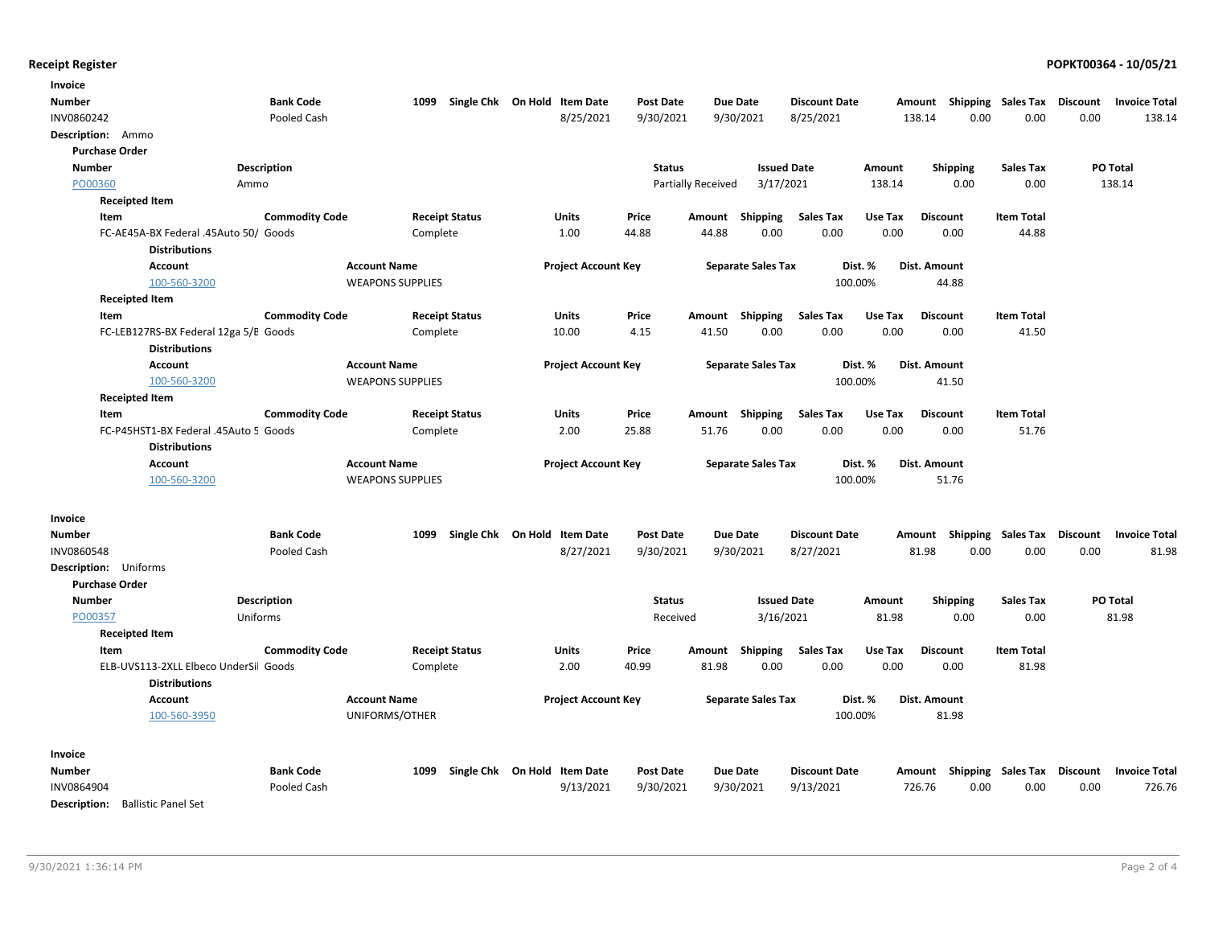**Receipt Register**

**POPKT00364 - 10/05/21**

**Invoice**

| Number | Bank Code | 1099 | Single Chk | On Hold | Item Date | Post Date | Due Date | Discount Date | Amount | Shipping | Sales Tax | Discount | Invoice Total |
|---|---|---|---|---|---|---|---|---|---|---|---|---|---|
| INV0860242 | Pooled Cash | | | | 8/25/2021 | 9/30/2021 | 9/30/2021 | 8/25/2021 | 138.14 | 0.00 | 0.00 | 0.00 | 138.14 |

**Description:** Ammo

**Purchase Order**

| Number | Description | Status | Issued Date | Amount | Shipping | Sales Tax | PO Total |
|---|---|---|---|---|---|---|---|
| PO00360 | Ammo | Partially Received | 3/17/2021 | 138.14 | 0.00 | 0.00 | 138.14 |

**Receipted Item**

| Item | Commodity Code | Receipt Status | Units | Price | Amount | Shipping | Sales Tax | Use Tax | Discount | Item Total |
|---|---|---|---|---|---|---|---|---|---|---|
| FC-AE45A-BX Federal .45Auto 50/ | Goods | Complete | 1.00 | 44.88 | 44.88 | 0.00 | 0.00 | 0.00 | 0.00 | 44.88 |

**Distributions**

| Account | Account Name | Project Account Key | Separate Sales Tax | Dist. % | Dist. Amount |
|---|---|---|---|---|---|
| 100-560-3200 | WEAPONS SUPPLIES | | | 100.00% | 44.88 |

**Receipted Item**

| Item | Commodity Code | Receipt Status | Units | Price | Amount | Shipping | Sales Tax | Use Tax | Discount | Item Total |
|---|---|---|---|---|---|---|---|---|---|---|
| FC-LEB127RS-BX Federal 12ga 5/E | Goods | Complete | 10.00 | 4.15 | 41.50 | 0.00 | 0.00 | 0.00 | 0.00 | 41.50 |

**Distributions**

| Account | Account Name | Project Account Key | Separate Sales Tax | Dist. % | Dist. Amount |
|---|---|---|---|---|---|
| 100-560-3200 | WEAPONS SUPPLIES | | | 100.00% | 41.50 |

**Receipted Item**

| Item | Commodity Code | Receipt Status | Units | Price | Amount | Shipping | Sales Tax | Use Tax | Discount | Item Total |
|---|---|---|---|---|---|---|---|---|---|---|
| FC-P45HST1-BX Federal .45Auto 5 | Goods | Complete | 2.00 | 25.88 | 51.76 | 0.00 | 0.00 | 0.00 | 0.00 | 51.76 |

**Distributions**

| Account | Account Name | Project Account Key | Separate Sales Tax | Dist. % | Dist. Amount |
|---|---|---|---|---|---|
| 100-560-3200 | WEAPONS SUPPLIES | | | 100.00% | 51.76 |

**Invoice**

| Number | Bank Code | 1099 | Single Chk | On Hold | Item Date | Post Date | Due Date | Discount Date | Amount | Shipping | Sales Tax | Discount | Invoice Total |
|---|---|---|---|---|---|---|---|---|---|---|---|---|---|
| INV0860548 | Pooled Cash | | | | 8/27/2021 | 9/30/2021 | 9/30/2021 | 8/27/2021 | 81.98 | 0.00 | 0.00 | 0.00 | 81.98 |

**Description:** Uniforms

**Purchase Order**

| Number | Description | Status | Issued Date | Amount | Shipping | Sales Tax | PO Total |
|---|---|---|---|---|---|---|---|
| PO00357 | Uniforms | Received | 3/16/2021 | 81.98 | 0.00 | 0.00 | 81.98 |

**Receipted Item**

| Item | Commodity Code | Receipt Status | Units | Price | Amount | Shipping | Sales Tax | Use Tax | Discount | Item Total |
|---|---|---|---|---|---|---|---|---|---|---|
| ELB-UVS113-2XLL Elbeco UnderSil | Goods | Complete | 2.00 | 40.99 | 81.98 | 0.00 | 0.00 | 0.00 | 0.00 | 81.98 |

**Distributions**

| Account | Account Name | Project Account Key | Separate Sales Tax | Dist. % | Dist. Amount |
|---|---|---|---|---|---|
| 100-560-3950 | UNIFORMS/OTHER | | | 100.00% | 81.98 |

**Invoice**

| Number | Bank Code | 1099 | Single Chk | On Hold | Item Date | Post Date | Due Date | Discount Date | Amount | Shipping | Sales Tax | Discount | Invoice Total |
|---|---|---|---|---|---|---|---|---|---|---|---|---|---|
| INV0864904 | Pooled Cash | | | | 9/13/2021 | 9/30/2021 | 9/30/2021 | 9/13/2021 | 726.76 | 0.00 | 0.00 | 0.00 | 726.76 |

**Description:** Ballistic Panel Set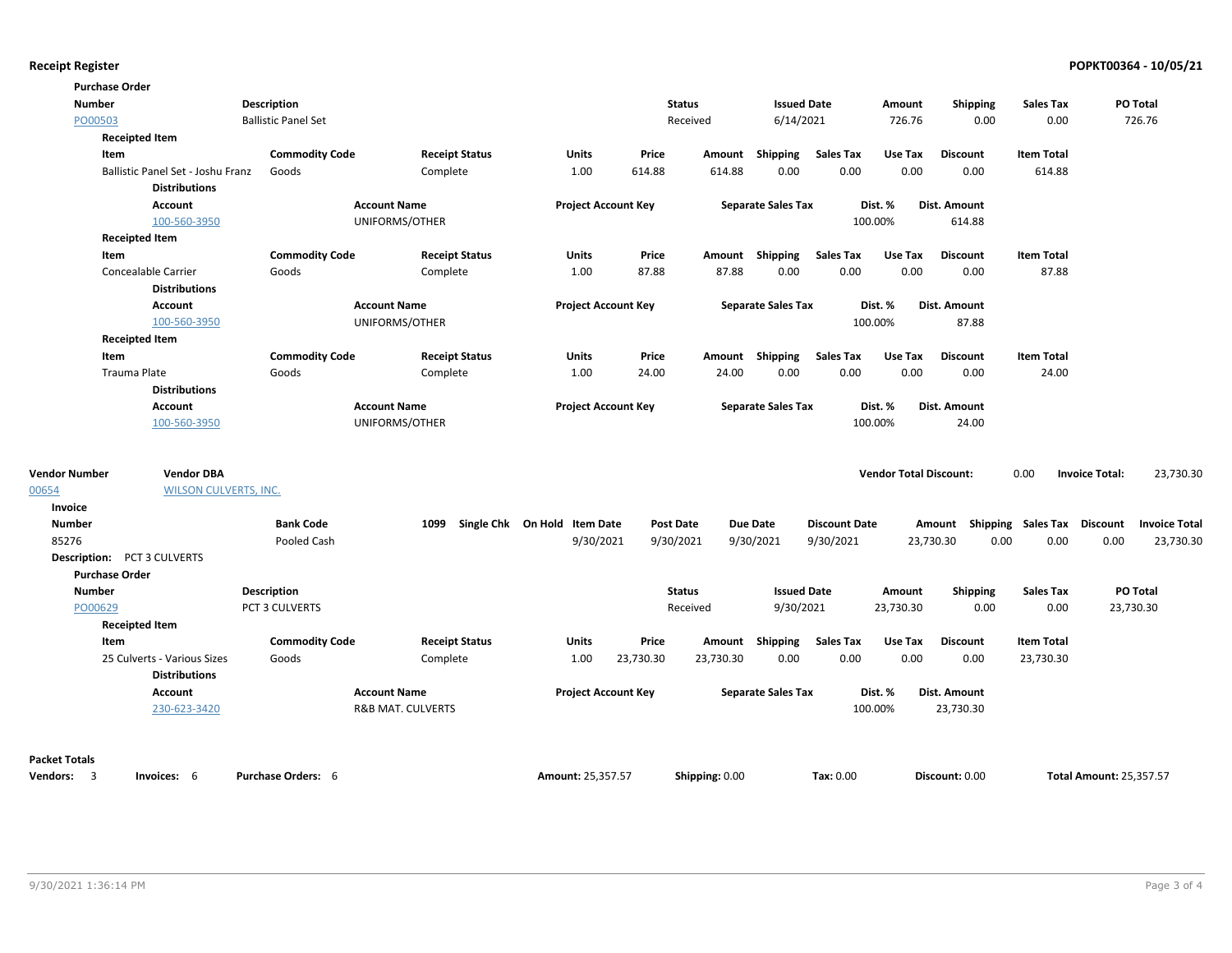**Purchase Order**

| Number | Description | Status | Issued Date | Amount | Shipping | Sales Tax | PO Total |
|---|---|---|---|---|---|---|---|
| PO00503 | Ballistic Panel Set | Received | 6/14/2021 | 726.76 | 0.00 | 0.00 | 726.76 |

**Receipted Item**

| Item | Commodity Code | Receipt Status | Units | Price | Amount | Shipping | Sales Tax | Use Tax | Discount | Item Total |
|---|---|---|---|---|---|---|---|---|---|---|
| Ballistic Panel Set - Joshu Franz | Goods | Complete | 1.00 | 614.88 | 614.88 | 0.00 | 0.00 | 0.00 | 0.00 | 614.88 |

**Distributions**

| Account | Account Name | Project Account Key | Separate Sales Tax | Dist. % | Dist. Amount |
|---|---|---|---|---|---|
| 100-560-3950 | UNIFORMS/OTHER | | | 100.00% | 614.88 |

**Receipted Item**

| Item | Commodity Code | Receipt Status | Units | Price | Amount | Shipping | Sales Tax | Use Tax | Discount | Item Total |
|---|---|---|---|---|---|---|---|---|---|---|
| Concealable Carrier | Goods | Complete | 1.00 | 87.88 | 87.88 | 0.00 | 0.00 | 0.00 | 0.00 | 87.88 |

**Distributions**

| Account | Account Name | Project Account Key | Separate Sales Tax | Dist. % | Dist. Amount |
|---|---|---|---|---|---|
| 100-560-3950 | UNIFORMS/OTHER | | | 100.00% | 87.88 |

**Receipted Item**

| Item | Commodity Code | Receipt Status | Units | Price | Amount | Shipping | Sales Tax | Use Tax | Discount | Item Total |
|---|---|---|---|---|---|---|---|---|---|---|
| Trauma Plate | Goods | Complete | 1.00 | 24.00 | 24.00 | 0.00 | 0.00 | 0.00 | 0.00 | 24.00 |

**Distributions**

| Account | Account Name | Project Account Key | Separate Sales Tax | Dist. % | Dist. Amount |
|---|---|---|---|---|---|
| 100-560-3950 | UNIFORMS/OTHER | | | 100.00% | 24.00 |

| Vendor Number | Vendor DBA | Vendor Total Discount: | Invoice Total: |
|---|---|---|---|
| 00654 | WILSON CULVERTS, INC. | 0.00 | 23,730.30 |

**Invoice**

| Number | Bank Code | 1099 | Single Chk | On Hold | Item Date | Post Date | Due Date | Discount Date | Amount | Shipping | Sales Tax | Discount | Invoice Total |
|---|---|---|---|---|---|---|---|---|---|---|---|---|---|
| 85276 | Pooled Cash | | | | 9/30/2021 | 9/30/2021 | 9/30/2021 | 9/30/2021 | 23,730.30 | 0.00 | 0.00 | 0.00 | 23,730.30 |

**Description:** PCT 3 CULVERTS

**Purchase Order**

| Number | Description | Status | Issued Date | Amount | Shipping | Sales Tax | PO Total |
|---|---|---|---|---|---|---|---|
| PO00629 | PCT 3 CULVERTS | Received | 9/30/2021 | 23,730.30 | 0.00 | 0.00 | 23,730.30 |

**Receipted Item**

| Item | Commodity Code | Receipt Status | Units | Price | Amount | Shipping | Sales Tax | Use Tax | Discount | Item Total |
|---|---|---|---|---|---|---|---|---|---|---|
| 25 Culverts - Various Sizes | Goods | Complete | 1.00 | 23,730.30 | 23,730.30 | 0.00 | 0.00 | 0.00 | 0.00 | 23,730.30 |

**Distributions**

| Account | Account Name | Project Account Key | Separate Sales Tax | Dist. % | Dist. Amount |
|---|---|---|---|---|---|
| 230-623-3420 | R&B MAT. CULVERTS | | | 100.00% | 23,730.30 |

**Packet Totals**

| Vendors: | Invoices: | Purchase Orders: | Amount: | Shipping: | Tax: | Discount: | Total Amount: |
|---|---|---|---|---|---|---|---|
| 3 | 6 | 6 | 25,357.57 | 0.00 | 0.00 | 0.00 | 25,357.57 |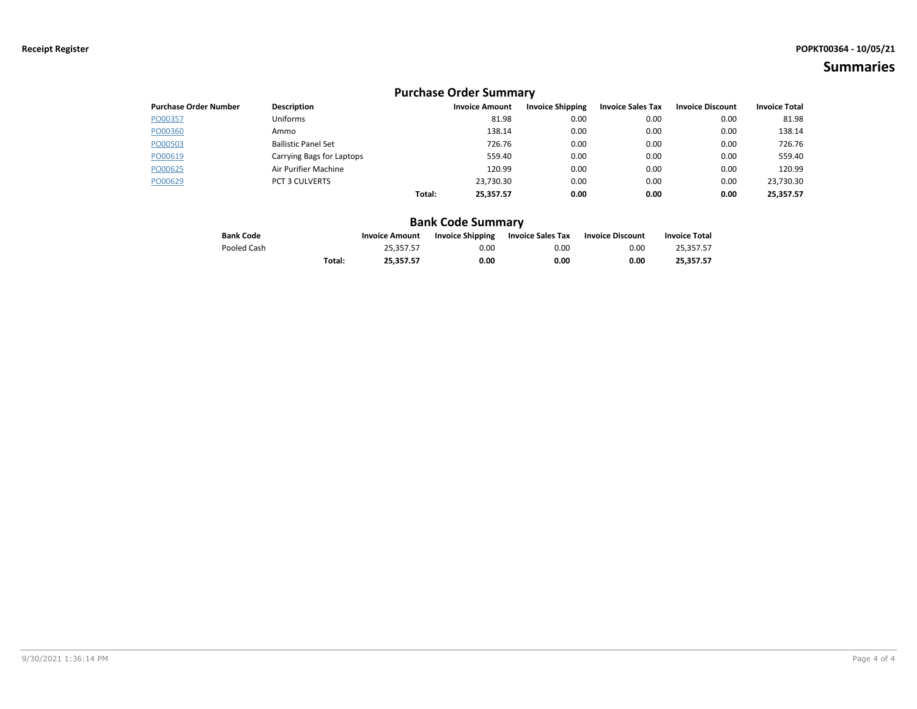Receipt Register

POPKT00364 - 10/05/21

# Summaries

## Purchase Order Summary

| Purchase Order Number | Description | | Invoice Amount | Invoice Shipping | Invoice Sales Tax | Invoice Discount | Invoice Total |
|---|---|---|---|---|---|---|---|
| PO00357 | Uniforms | | 81.98 | 0.00 | 0.00 | 0.00 | 81.98 |
| PO00360 | Ammo | | 138.14 | 0.00 | 0.00 | 0.00 | 138.14 |
| PO00503 | Ballistic Panel Set | | 726.76 | 0.00 | 0.00 | 0.00 | 726.76 |
| PO00619 | Carrying Bags for Laptops | | 559.40 | 0.00 | 0.00 | 0.00 | 559.40 |
| PO00625 | Air Purifier Machine | | 120.99 | 0.00 | 0.00 | 0.00 | 120.99 |
| PO00629 | PCT 3 CULVERTS | | 23,730.30 | 0.00 | 0.00 | 0.00 | 23,730.30 |
| | | **Total:** | **25,357.57** | **0.00** | **0.00** | **0.00** | **25,357.57** |

## Bank Code Summary

| Bank Code | | Invoice Amount | Invoice Shipping | Invoice Sales Tax | Invoice Discount | Invoice Total |
|---|---|---|---|---|---|---|
| Pooled Cash | | 25,357.57 | 0.00 | 0.00 | 0.00 | 25,357.57 |
| | **Total:** | **25,357.57** | **0.00** | **0.00** | **0.00** | **25,357.57** |

9/30/2021 1:36:14 PM